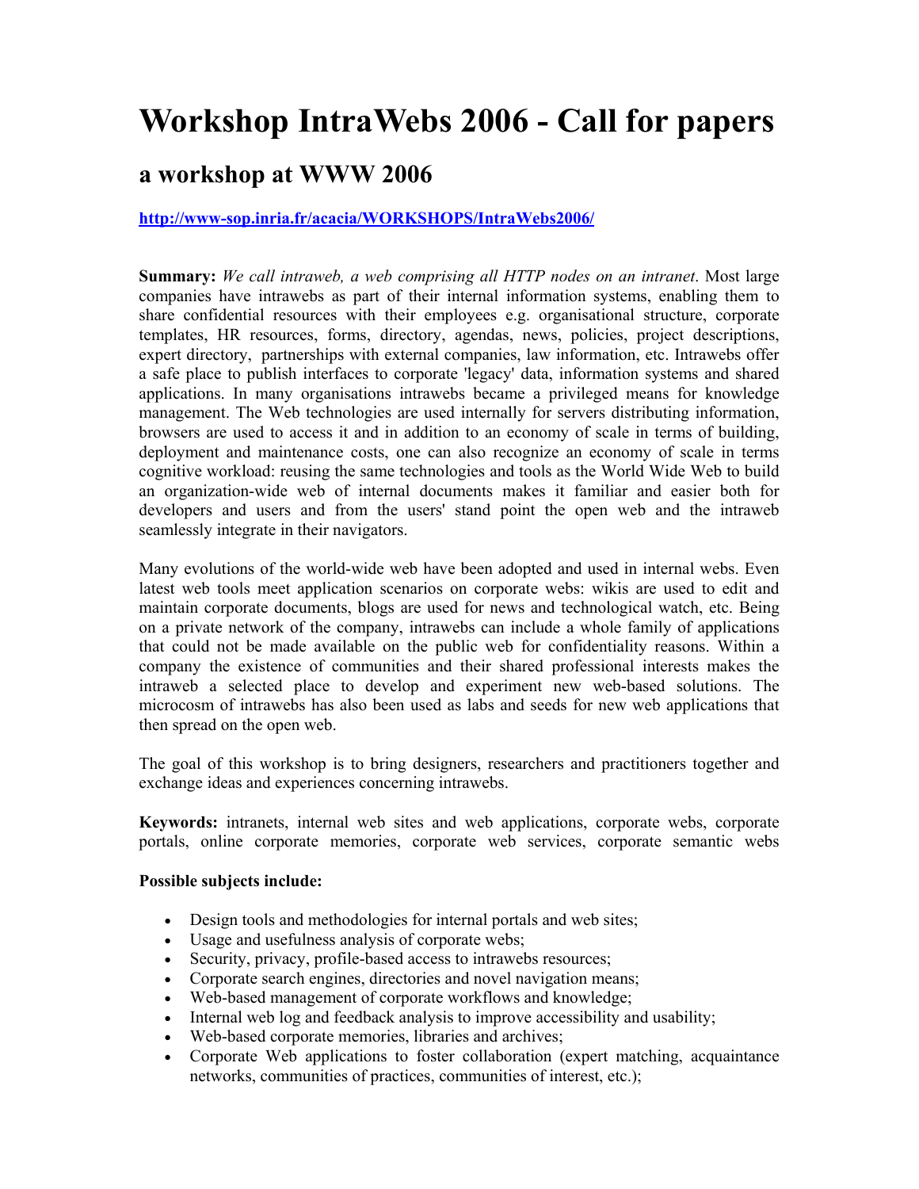# Workshop IntraWebs 2006 - Call for papers

## a workshop at WWW 2006

[http://www-sop.inria.fr/acacia/WORKSHOPS/IntraWebs2006/](http://www-sop.inria.fr/acacia/WORKSHOPS/IntraWebs2006/)

**Summary:** *We call intraweb, a web comprising all HTTP nodes on an intranet*. Most large companies have intrawebs as part of their internal information systems, enabling them to share confidential resources with their employees e.g. organisational structure, corporate templates, HR resources, forms, directory, agendas, news, policies, project descriptions, expert directory, partnerships with external companies, law information, etc. Intrawebs offer a safe place to publish interfaces to corporate 'legacy' data, information systems and shared applications. In many organisations intrawebs became a privileged means for knowledge management. The Web technologies are used internally for servers distributing information, browsers are used to access it and in addition to an economy of scale in terms of building, deployment and maintenance costs, one can also recognize an economy of scale in terms cognitive workload: reusing the same technologies and tools as the World Wide Web to build an organization-wide web of internal documents makes it familiar and easier both for developers and users and from the users' stand point the open web and the intraweb seamlessly integrate in their navigators.

Many evolutions of the world-wide web have been adopted and used in internal webs. Even latest web tools meet application scenarios on corporate webs: wikis are used to edit and maintain corporate documents, blogs are used for news and technological watch, etc. Being on a private network of the company, intrawebs can include a whole family of applications that could not be made available on the public web for confidentiality reasons. Within a company the existence of communities and their shared professional interests makes the intraweb a selected place to develop and experiment new web-based solutions. The microcosm of intrawebs has also been used as labs and seeds for new web applications that then spread on the open web.

The goal of this workshop is to bring designers, researchers and practitioners together and exchange ideas and experiences concerning intrawebs.

**Keywords:** intranets, internal web sites and web applications, corporate webs, corporate portals, online corporate memories, corporate web services, corporate semantic webs

**Possible subjects include:**

- Design tools and methodologies for internal portals and web sites;
- Usage and usefulness analysis of corporate webs;
- Security, privacy, profile-based access to intrawebs resources;
- Corporate search engines, directories and novel navigation means;
- Web-based management of corporate workflows and knowledge;
- Internal web log and feedback analysis to improve accessibility and usability;
- Web-based corporate memories, libraries and archives;
- Corporate Web applications to foster collaboration (expert matching, acquaintance networks, communities of practices, communities of interest, etc.);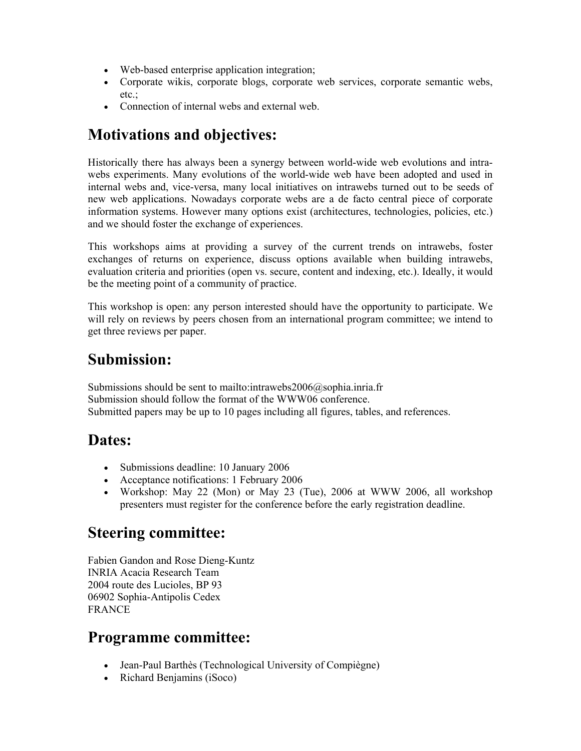- Web-based enterprise application integration;
- Corporate wikis, corporate blogs, corporate web services, corporate semantic webs, etc.;
- Connection of internal webs and external web.

## Motivations and objectives:

Historically there has always been a synergy between world-wide web evolutions and intra-webs experiments. Many evolutions of the world-wide web have been adopted and used in internal webs and, vice-versa, many local initiatives on intrawebs turned out to be seeds of new web applications. Nowadays corporate webs are a de facto central piece of corporate information systems. However many options exist (architectures, technologies, policies, etc.) and we should foster the exchange of experiences.

This workshops aims at providing a survey of the current trends on intrawebs, foster exchanges of returns on experience, discuss options available when building intrawebs, evaluation criteria and priorities (open vs. secure, content and indexing, etc.). Ideally, it would be the meeting point of a community of practice.

This workshop is open: any person interested should have the opportunity to participate. We will rely on reviews by peers chosen from an international program committee; we intend to get three reviews per paper.

## Submission:

Submissions should be sent to mailto:intrawebs2006@sophia.inria.fr
Submission should follow the format of the WWW06 conference.
Submitted papers may be up to 10 pages including all figures, tables, and references.

## Dates:

- Submissions deadline: 10 January 2006
- Acceptance notifications: 1 February 2006
- Workshop: May 22 (Mon) or May 23 (Tue), 2006 at WWW 2006, all workshop presenters must register for the conference before the early registration deadline.

## Steering committee:

Fabien Gandon and Rose Dieng-Kuntz
INRIA Acacia Research Team
2004 route des Lucioles, BP 93
06902 Sophia-Antipolis Cedex
FRANCE

## Programme committee:

- Jean-Paul Barthès (Technological University of Compiègne)
- Richard Benjamins (iSoco)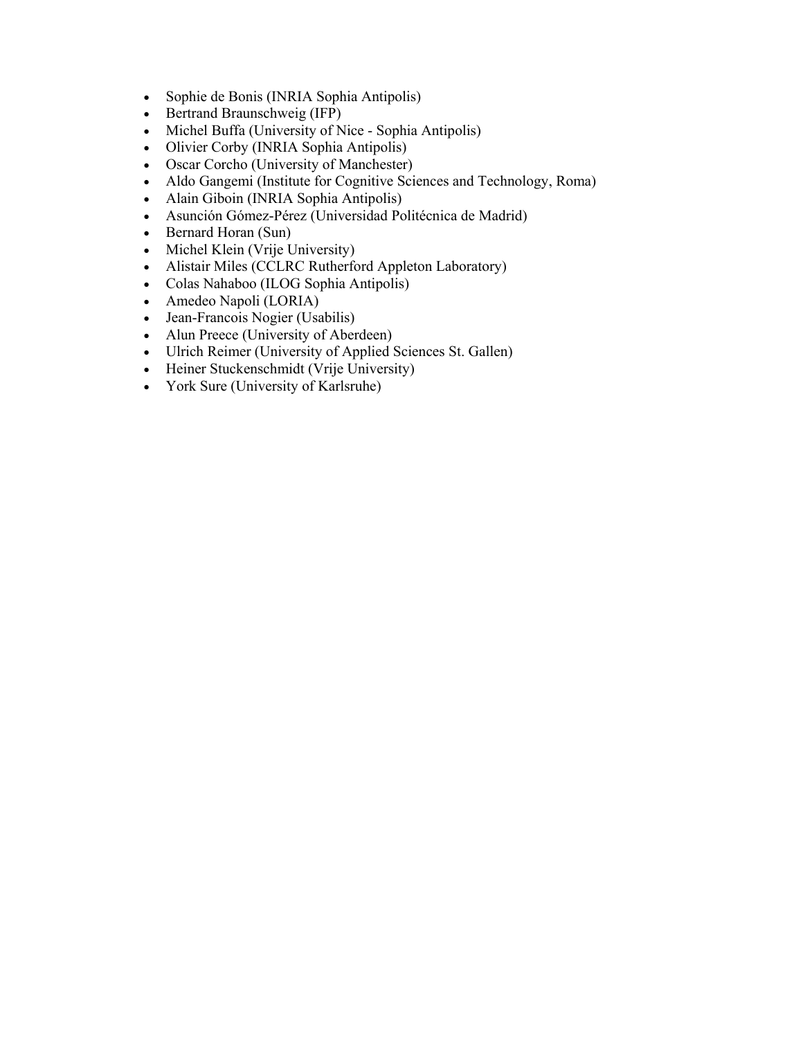- Sophie de Bonis (INRIA Sophia Antipolis)
- Bertrand Braunschweig (IFP)
- Michel Buffa (University of Nice - Sophia Antipolis)
- Olivier Corby (INRIA Sophia Antipolis)
- Oscar Corcho (University of Manchester)
- Aldo Gangemi (Institute for Cognitive Sciences and Technology, Roma)
- Alain Giboin (INRIA Sophia Antipolis)
- Asunción Gómez-Pérez (Universidad Politécnica de Madrid)
- Bernard Horan (Sun)
- Michel Klein (Vrije University)
- Alistair Miles (CCLRC Rutherford Appleton Laboratory)
- Colas Nahaboo (ILOG Sophia Antipolis)
- Amedeo Napoli (LORIA)
- Jean-Francois Nogier (Usabilis)
- Alun Preece (University of Aberdeen)
- Ulrich Reimer (University of Applied Sciences St. Gallen)
- Heiner Stuckenschmidt (Vrije University)
- York Sure (University of Karlsruhe)